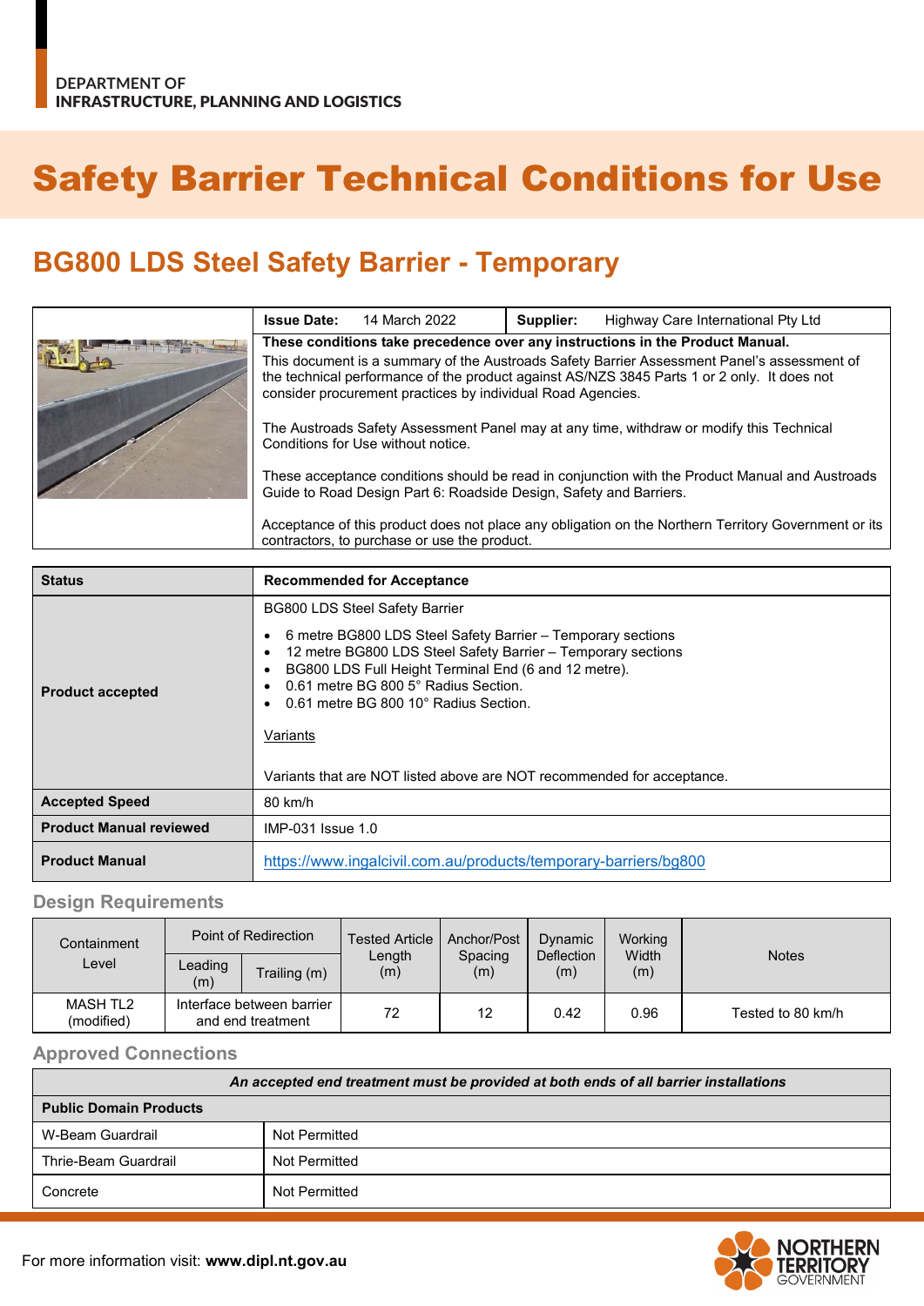DEPARTMENT OF
INFRASTRUCTURE, PLANNING AND LOGISTICS

# Safety Barrier Technical Conditions for Use

## BG800 LDS Steel Safety Barrier - Temporary

| | | |
|---|---|---|
| **Issue Date:** 14 March 2022 | **Supplier:** Highway Care International Pty Ltd | |

**These conditions take precedence over any instructions in the Product Manual.**

This document is a summary of the Austroads Safety Barrier Assessment Panel's assessment of the technical performance of the product against AS/NZS 3845 Parts 1 or 2 only. It does not consider procurement practices by individual Road Agencies.

The Austroads Safety Assessment Panel may at any time, withdraw or modify this Technical Conditions for Use without notice.

These acceptance conditions should be read in conjunction with the Product Manual and Austroads Guide to Road Design Part 6: Roadside Design, Safety and Barriers.

Acceptance of this product does not place any obligation on the Northern Territory Government or its contractors, to purchase or use the product.

| **Status** | **Recommended for Acceptance** |
|---|---|
| **Product accepted** | BG800 LDS Steel Safety Barrier<br><br>• 6 metre BG800 LDS Steel Safety Barrier – Temporary sections<br>• 12 metre BG800 LDS Steel Safety Barrier – Temporary sections<br>• BG800 LDS Full Height Terminal End (6 and 12 metre).<br>• 0.61 metre BG 800 5° Radius Section.<br>• 0.61 metre BG 800 10° Radius Section.<br><br><u>Variants</u><br><br>Variants that are NOT listed above are NOT recommended for acceptance. |
| **Accepted Speed** | 80 km/h |
| **Product Manual reviewed** | IMP-031 Issue 1.0 |
| **Product Manual** | https://www.ingalcivil.com.au/products/temporary-barriers/bg800 |

### Design Requirements

| Containment Level | Point of Redirection | | Tested Article Length (m) | Anchor/Post Spacing (m) | Dynamic Deflection (m) | Working Width (m) | Notes |
|---|---|---|---|---|---|---|---|
| | Leading (m) | Trailing (m) | | | | | |
| MASH TL2 (modified) | Interface between barrier and end treatment | | 72 | 12 | 0.42 | 0.96 | Tested to 80 km/h |

### Approved Connections

| *An accepted end treatment must be provided at both ends of all barrier installations* | |
|---|---|
| **Public Domain Products** | |
| W-Beam Guardrail | Not Permitted |
| Thrie-Beam Guardrail | Not Permitted |
| Concrete | Not Permitted |

For more information visit: **www.dipl.nt.gov.au**

NORTHERN TERRITORY GOVERNMENT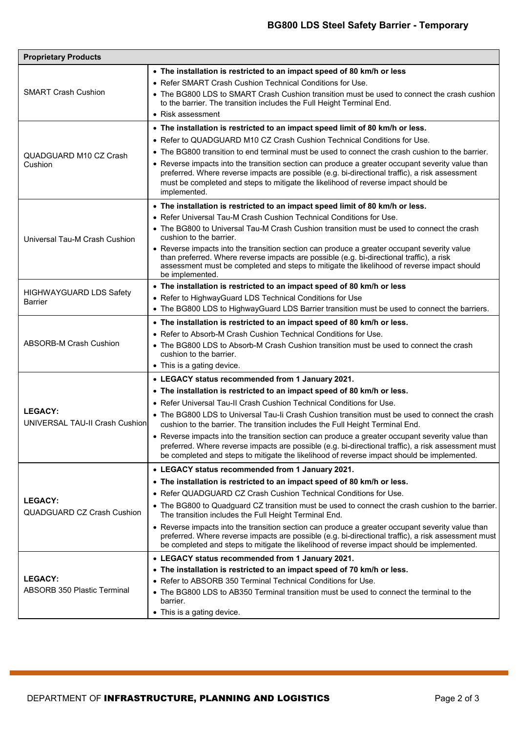| Proprietary Products | |
|---|---|
| SMART Crash Cushion | • **The installation is restricted to an impact speed of 80 km/h or less**<br>• Refer SMART Crash Cushion Technical Conditions for Use.<br>• The BG800 LDS to SMART Crash Cushion transition must be used to connect the crash cushion to the barrier. The transition includes the Full Height Terminal End.<br>• Risk assessment |
| QUADGUARD M10 CZ Crash Cushion | • **The installation is restricted to an impact speed limit of 80 km/h or less.**<br>• Refer to QUADGUARD M10 CZ Crash Cushion Technical Conditions for Use.<br>• The BG800 transition to end terminal must be used to connect the crash cushion to the barrier.<br>• Reverse impacts into the transition section can produce a greater occupant severity value than preferred. Where reverse impacts are possible (e.g. bi-directional traffic), a risk assessment must be completed and steps to mitigate the likelihood of reverse impact should be implemented. |
| Universal Tau-M Crash Cushion | • **The installation is restricted to an impact speed limit of 80 km/h or less.**<br>• Refer Universal Tau-M Crash Cushion Technical Conditions for Use.<br>• The BG800 to Universal Tau-M Crash Cushion transition must be used to connect the crash cushion to the barrier.<br>• Reverse impacts into the transition section can produce a greater occupant severity value than preferred. Where reverse impacts are possible (e.g. bi-directional traffic), a risk assessment must be completed and steps to mitigate the likelihood of reverse impact should be implemented. |
| HIGHWAYGUARD LDS Safety Barrier | • **The installation is restricted to an impact speed of 80 km/h or less**<br>• Refer to HighwayGuard LDS Technical Conditions for Use<br>• The BG800 LDS to HighwayGuard LDS Barrier transition must be used to connect the barriers. |
| ABSORB-M Crash Cushion | • **The installation is restricted to an impact speed of 80 km/h or less.**<br>• Refer to Absorb-M Crash Cushion Technical Conditions for Use.<br>• The BG800 LDS to Absorb-M Crash Cushion transition must be used to connect the crash cushion to the barrier.<br>• This is a gating device. |
| **LEGACY:**<br>UNIVERSAL TAU-II Crash Cushion | • **LEGACY status recommended from 1 January 2021.**<br>• **The installation is restricted to an impact speed of 80 km/h or less.**<br>• Refer Universal Tau-II Crash Cushion Technical Conditions for Use.<br>• The BG800 LDS to Universal Tau-Ii Crash Cushion transition must be used to connect the crash cushion to the barrier. The transition includes the Full Height Terminal End.<br>• Reverse impacts into the transition section can produce a greater occupant severity value than preferred. Where reverse impacts are possible (e.g. bi-directional traffic), a risk assessment must be completed and steps to mitigate the likelihood of reverse impact should be implemented. |
| **LEGACY:**<br>QUADGUARD CZ Crash Cushion | • **LEGACY status recommended from 1 January 2021.**<br>• **The installation is restricted to an impact speed of 80 km/h or less.**<br>• Refer QUADGUARD CZ Crash Cushion Technical Conditions for Use.<br>• The BG800 to Quadguard CZ transition must be used to connect the crash cushion to the barrier. The transition includes the Full Height Terminal End.<br>• Reverse impacts into the transition section can produce a greater occupant severity value than preferred. Where reverse impacts are possible (e.g. bi-directional traffic), a risk assessment must be completed and steps to mitigate the likelihood of reverse impact should be implemented. |
| **LEGACY:**<br>ABSORB 350 Plastic Terminal | • **LEGACY status recommended from 1 January 2021.**<br>• **The installation is restricted to an impact speed of 70 km/h or less.**<br>• Refer to ABSORB 350 Terminal Technical Conditions for Use.<br>• The BG800 LDS to AB350 Terminal transition must be used to connect the terminal to the barrier.<br>• This is a gating device. |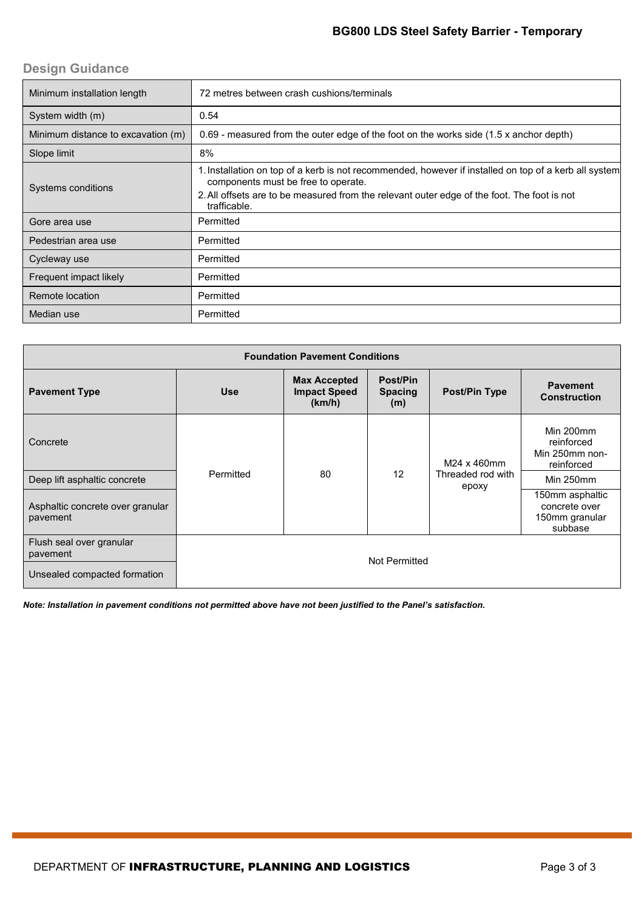## Design Guidance

| | |
|---|---|
| Minimum installation length | 72 metres between crash cushions/terminals |
| System width (m) | 0.54 |
| Minimum distance to excavation (m) | 0.69 - measured from the outer edge of the foot on the works side (1.5 x anchor depth) |
| Slope limit | 8% |
| Systems conditions | 1. Installation on top of a kerb is not recommended, however if installed on top of a kerb all system components must be free to operate.<br>2. All offsets are to be measured from the relevant outer edge of the foot. The foot is not trafficable. |
| Gore area use | Permitted |
| Pedestrian area use | Permitted |
| Cycleway use | Permitted |
| Frequent impact likely | Permitted |
| Remote location | Permitted |
| Median use | Permitted |

| Foundation Pavement Conditions | | | | | |
|---|---|---|---|---|---|
| **Pavement Type** | **Use** | **Max Accepted Impact Speed (km/h)** | **Post/Pin Spacing (m)** | **Post/Pin Type** | **Pavement Construction** |
| Concrete | Permitted | 80 | 12 | M24 x 460mm Threaded rod with epoxy | Min 200mm reinforced<br>Min 250mm non-reinforced |
| Deep lift asphaltic concrete | | | | | Min 250mm |
| Asphaltic concrete over granular pavement | | | | | 150mm asphaltic concrete over 150mm granular subbase |
| Flush seal over granular pavement | Not Permitted | | | | |
| Unsealed compacted formation | | | | | |

***Note: Installation in pavement conditions not permitted above have not been justified to the Panel's satisfaction.***